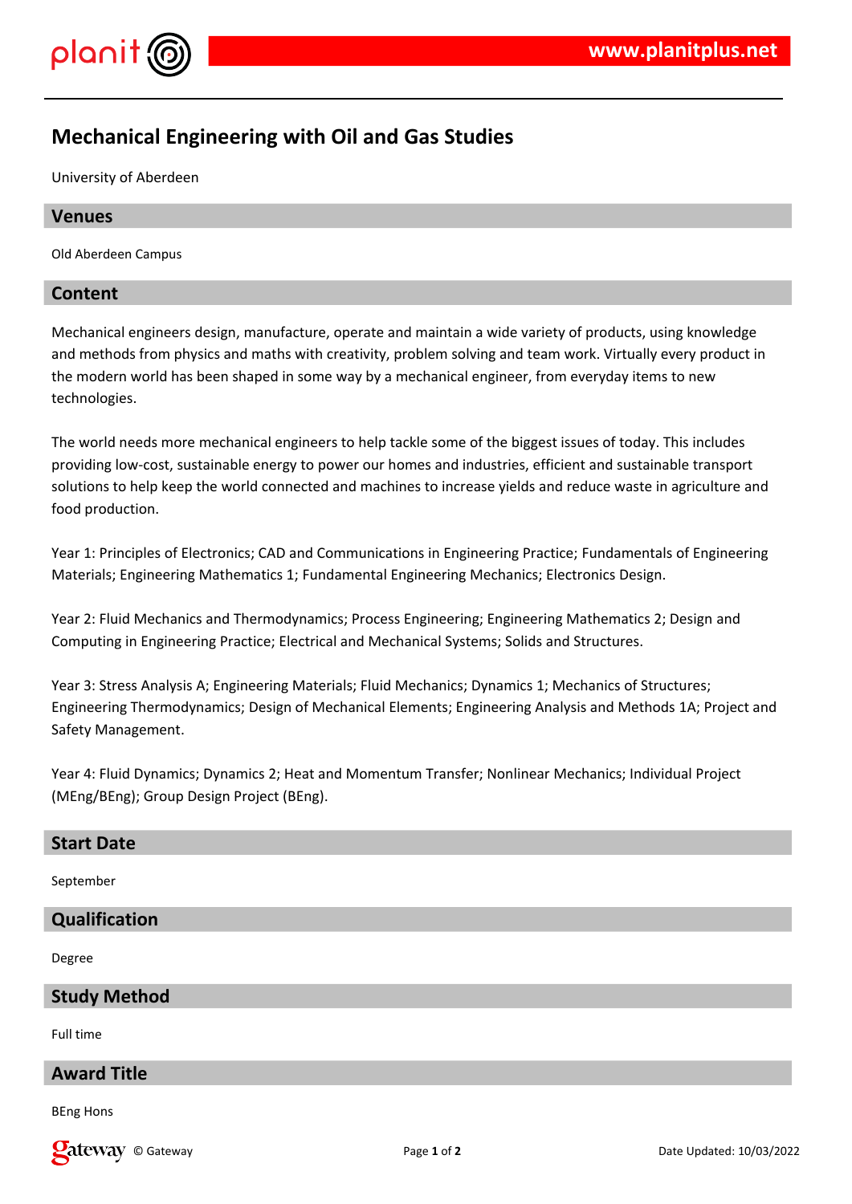# Mechanical Engineering with Oil and Gas Studies

University of Aberdeen

## Venues

Old Aberdeen Campus

## Content

Mechanical engineers design, manufacture, operate and maintain a wide variety of products, using knowledge and methods from physics and maths with creativity, problem solving and team work. Virtually every product in the modern world has been shaped in some way by a mechanical engineer, from everyday items to new technologies.

The world needs more mechanical engineers to help tackle some of the biggest issues of today. This includes providing low-cost, sustainable energy to power our homes and industries, efficient and sustainable transport solutions to help keep the world connected and machines to increase yields and reduce waste in agriculture and food production.

Year 1: Principles of Electronics; CAD and Communications in Engineering Practice; Fundamentals of Engineering Materials; Engineering Mathematics 1; Fundamental Engineering Mechanics; Electronics Design.

Year 2: Fluid Mechanics and Thermodynamics; Process Engineering; Engineering Mathematics 2; Design and Computing in Engineering Practice; Electrical and Mechanical Systems; Solids and Structures.

Year 3: Stress Analysis A; Engineering Materials; Fluid Mechanics; Dynamics 1; Mechanics of Structures; Engineering Thermodynamics; Design of Mechanical Elements; Engineering Analysis and Methods 1A; Project and Safety Management.

Year 4: Fluid Dynamics; Dynamics 2; Heat and Momentum Transfer; Nonlinear Mechanics; Individual Project (MEng/BEng); Group Design Project (BEng).

## Start Date

September

## Qualification

Degree

## Study Method

Full time

## Award Title

BEng Hons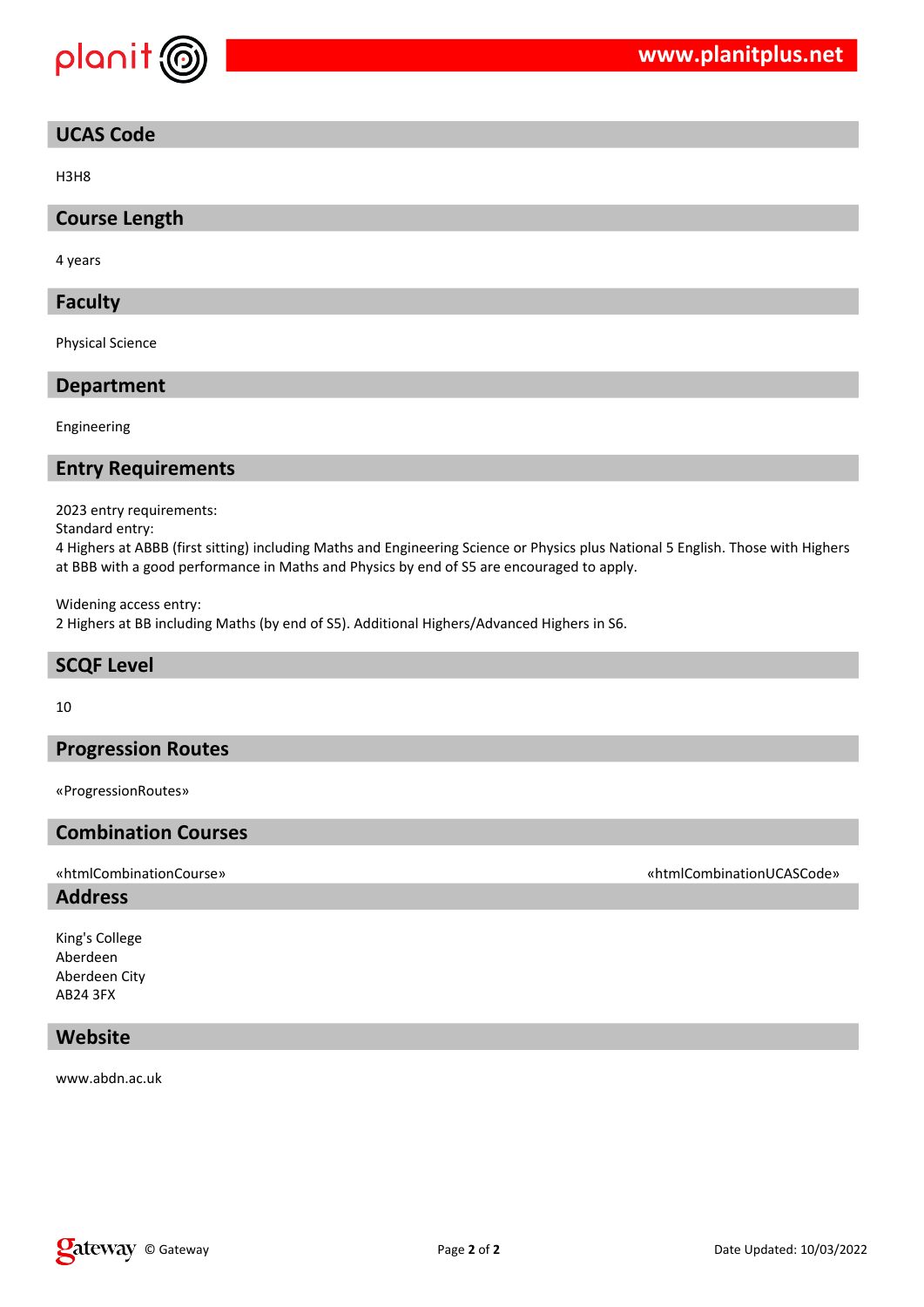## UCAS Code

H3H8

## Course Length

4 years

## Faculty

Physical Science

## Department

Engineering

## Entry Requirements

2023 entry requirements:
Standard entry:
4 Highers at ABBB (first sitting) including Maths and Engineering Science or Physics plus National 5 English. Those with Highers at BBB with a good performance in Maths and Physics by end of S5 are encouraged to apply.

Widening access entry:
2 Highers at BB including Maths (by end of S5). Additional Highers/Advanced Highers in S6.

## SCQF Level

10

## Progression Routes

«ProgressionRoutes»

## Combination Courses

«htmlCombinationCourse» «htmlCombinationUCASCode»

## Address

King's College
Aberdeen
Aberdeen City
AB24 3FX

## Website

www.abdn.ac.uk